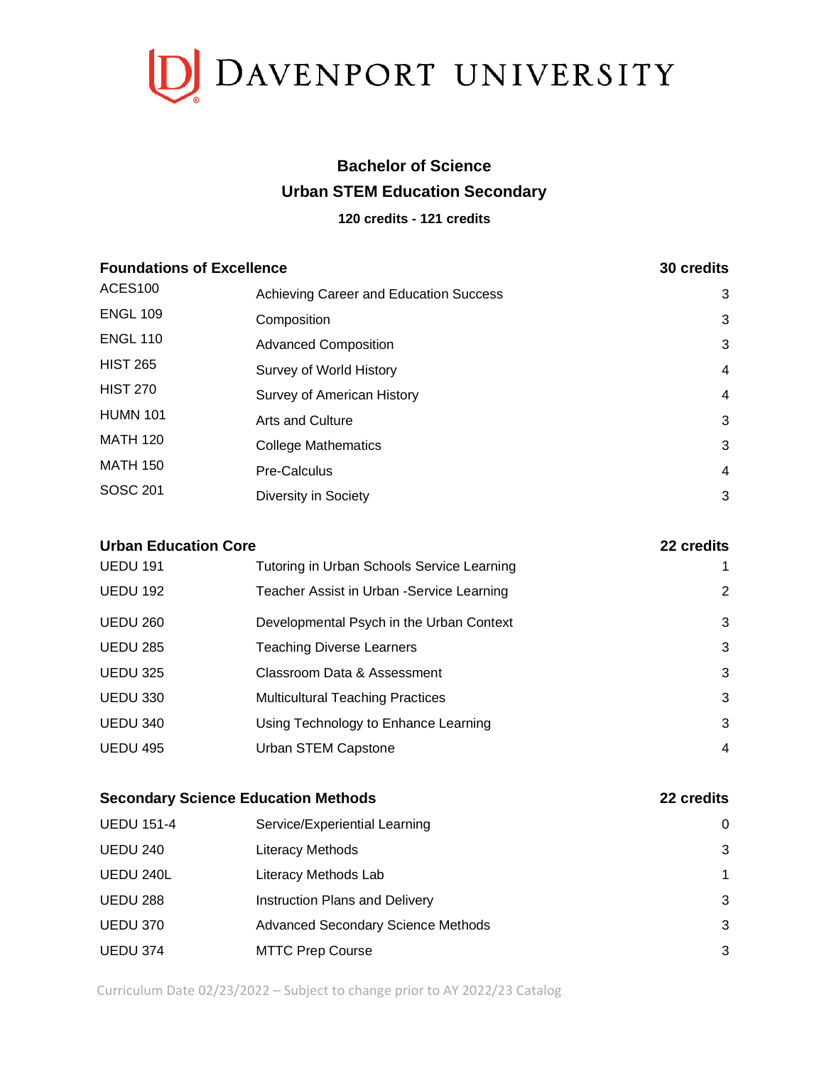# DAVENPORT UNIVERSITY

## Bachelor of Science
## Urban STEM Education Secondary
**120 credits - 121 credits**

| **Foundations of Excellence** | | **30 credits** |
|---|---|---|
| ACES100 | Achieving Career and Education Success | 3 |
| ENGL 109 | Composition | 3 |
| ENGL 110 | Advanced Composition | 3 |
| HIST 265 | Survey of World History | 4 |
| HIST 270 | Survey of American History | 4 |
| HUMN 101 | Arts and Culture | 3 |
| MATH 120 | College Mathematics | 3 |
| MATH 150 | Pre-Calculus | 4 |
| SOSC 201 | Diversity in Society | 3 |

| **Urban Education Core** | | **22 credits** |
|---|---|---|
| UEDU 191 | Tutoring in Urban Schools Service Learning | 1 |
| UEDU 192 | Teacher Assist in Urban -Service Learning | 2 |
| UEDU 260 | Developmental Psych in the Urban Context | 3 |
| UEDU 285 | Teaching Diverse Learners | 3 |
| UEDU 325 | Classroom Data & Assessment | 3 |
| UEDU 330 | Multicultural Teaching Practices | 3 |
| UEDU 340 | Using Technology to Enhance Learning | 3 |
| UEDU 495 | Urban STEM Capstone | 4 |

| **Secondary Science Education Methods** | | **22 credits** |
|---|---|---|
| UEDU 151-4 | Service/Experiential Learning | 0 |
| UEDU 240 | Literacy Methods | 3 |
| UEDU 240L | Literacy Methods Lab | 1 |
| UEDU 288 | Instruction Plans and Delivery | 3 |
| UEDU 370 | Advanced Secondary Science Methods | 3 |
| UEDU 374 | MTTC Prep Course | 3 |

Curriculum Date 02/23/2022 – Subject to change prior to AY 2022/23 Catalog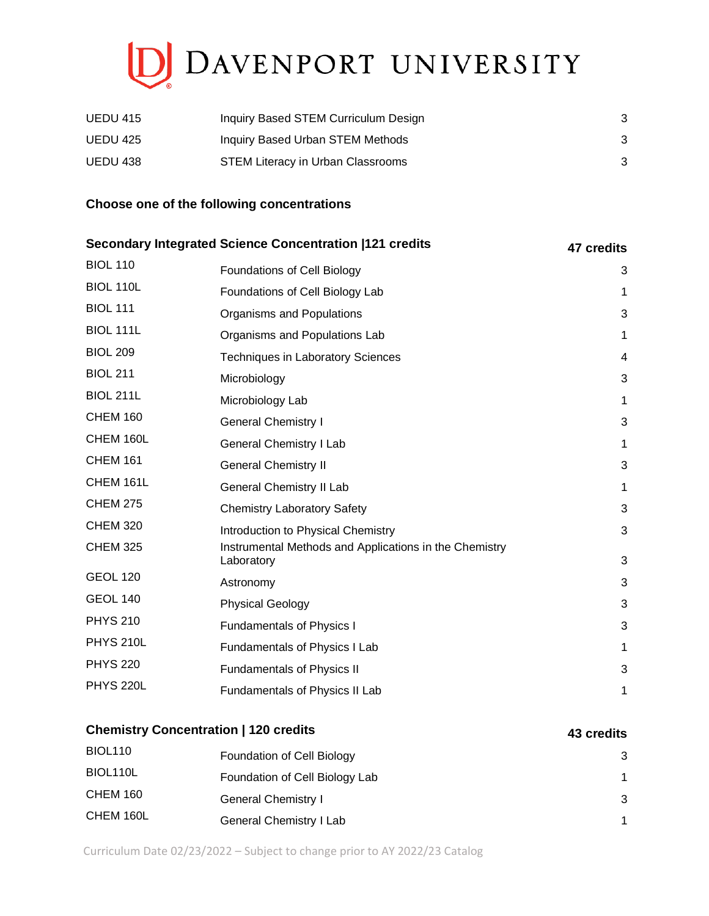| | | |
|---|---|---|
| UEDU 415 | Inquiry Based STEM Curriculum Design | 3 |
| UEDU 425 | Inquiry Based Urban STEM Methods | 3 |
| UEDU 438 | STEM Literacy in Urban Classrooms | 3 |

**Choose one of the following concentrations**

| **Secondary Integrated Science Concentration \|121 credits** | | **47 credits** |
|---|---|---|
| BIOL 110 | Foundations of Cell Biology | 3 |
| BIOL 110L | Foundations of Cell Biology Lab | 1 |
| BIOL 111 | Organisms and Populations | 3 |
| BIOL 111L | Organisms and Populations Lab | 1 |
| BIOL 209 | Techniques in Laboratory Sciences | 4 |
| BIOL 211 | Microbiology | 3 |
| BIOL 211L | Microbiology Lab | 1 |
| CHEM 160 | General Chemistry I | 3 |
| CHEM 160L | General Chemistry I Lab | 1 |
| CHEM 161 | General Chemistry II | 3 |
| CHEM 161L | General Chemistry II Lab | 1 |
| CHEM 275 | Chemistry Laboratory Safety | 3 |
| CHEM 320 | Introduction to Physical Chemistry | 3 |
| CHEM 325 | Instrumental Methods and Applications in the Chemistry Laboratory | 3 |
| GEOL 120 | Astronomy | 3 |
| GEOL 140 | Physical Geology | 3 |
| PHYS 210 | Fundamentals of Physics I | 3 |
| PHYS 210L | Fundamentals of Physics I Lab | 1 |
| PHYS 220 | Fundamentals of Physics II | 3 |
| PHYS 220L | Fundamentals of Physics II Lab | 1 |

| **Chemistry Concentration \| 120 credits** | | **43 credits** |
|---|---|---|
| BIOL110 | Foundation of Cell Biology | 3 |
| BIOL110L | Foundation of Cell Biology Lab | 1 |
| CHEM 160 | General Chemistry I | 3 |
| CHEM 160L | General Chemistry I Lab | 1 |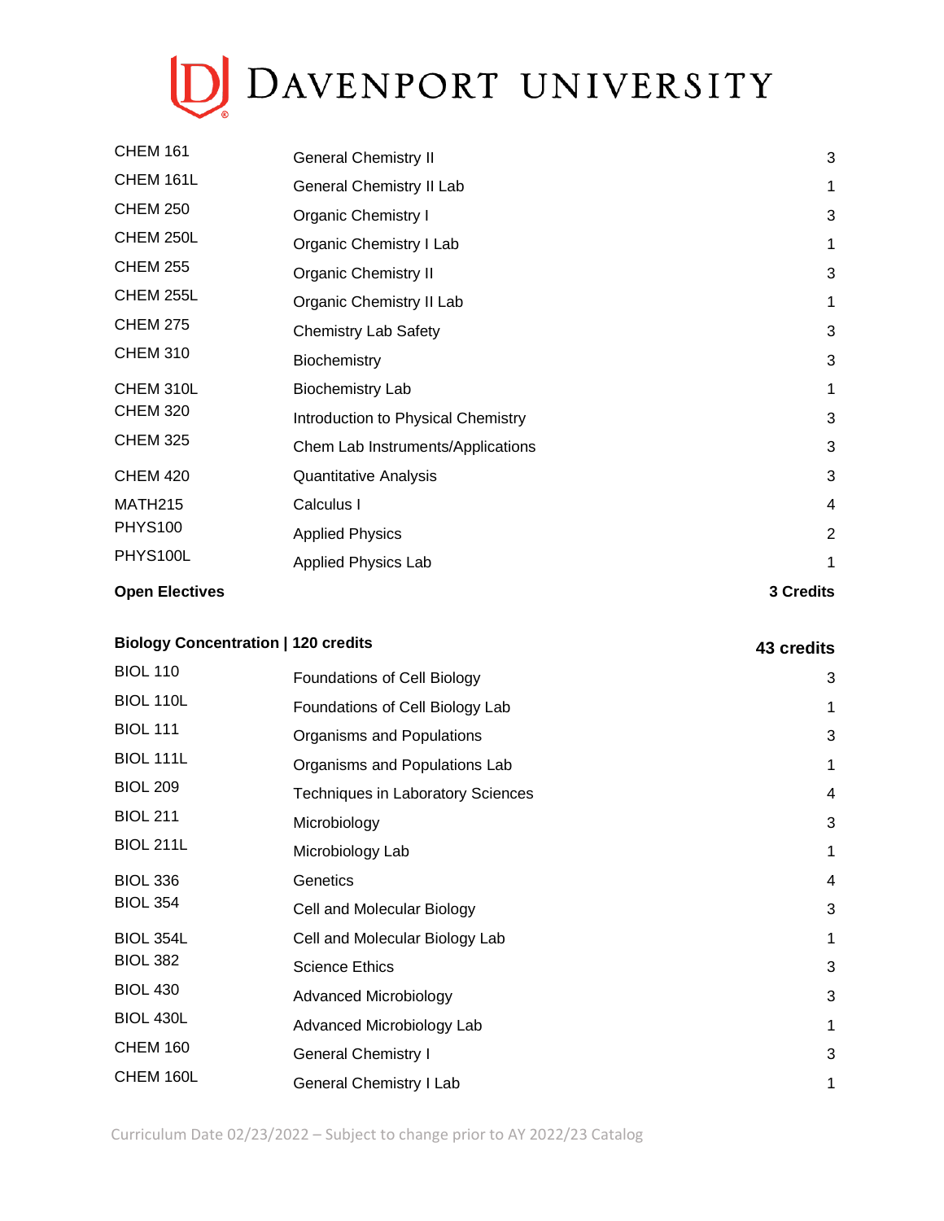| | | |
|---|---|---|
| CHEM 161 | General Chemistry II | 3 |
| CHEM 161L | General Chemistry II Lab | 1 |
| CHEM 250 | Organic Chemistry I | 3 |
| CHEM 250L | Organic Chemistry I Lab | 1 |
| CHEM 255 | Organic Chemistry II | 3 |
| CHEM 255L | Organic Chemistry II Lab | 1 |
| CHEM 275 | Chemistry Lab Safety | 3 |
| CHEM 310 | Biochemistry | 3 |
| CHEM 310L | Biochemistry Lab | 1 |
| CHEM 320 | Introduction to Physical Chemistry | 3 |
| CHEM 325 | Chem Lab Instruments/Applications | 3 |
| CHEM 420 | Quantitative Analysis | 3 |
| MATH215 | Calculus I | 4 |
| PHYS100 | Applied Physics | 2 |
| PHYS100L | Applied Physics Lab | 1 |
| **Open Electives** | | **3 Credits** |

| **Biology Concentration \| 120 credits** | | **43 credits** |
|---|---|---|
| BIOL 110 | Foundations of Cell Biology | 3 |
| BIOL 110L | Foundations of Cell Biology Lab | 1 |
| BIOL 111 | Organisms and Populations | 3 |
| BIOL 111L | Organisms and Populations Lab | 1 |
| BIOL 209 | Techniques in Laboratory Sciences | 4 |
| BIOL 211 | Microbiology | 3 |
| BIOL 211L | Microbiology Lab | 1 |
| BIOL 336 | Genetics | 4 |
| BIOL 354 | Cell and Molecular Biology | 3 |
| BIOL 354L | Cell and Molecular Biology Lab | 1 |
| BIOL 382 | Science Ethics | 3 |
| BIOL 430 | Advanced Microbiology | 3 |
| BIOL 430L | Advanced Microbiology Lab | 1 |
| CHEM 160 | General Chemistry I | 3 |
| CHEM 160L | General Chemistry I Lab | 1 |

Curriculum Date 02/23/2022 – Subject to change prior to AY 2022/23 Catalog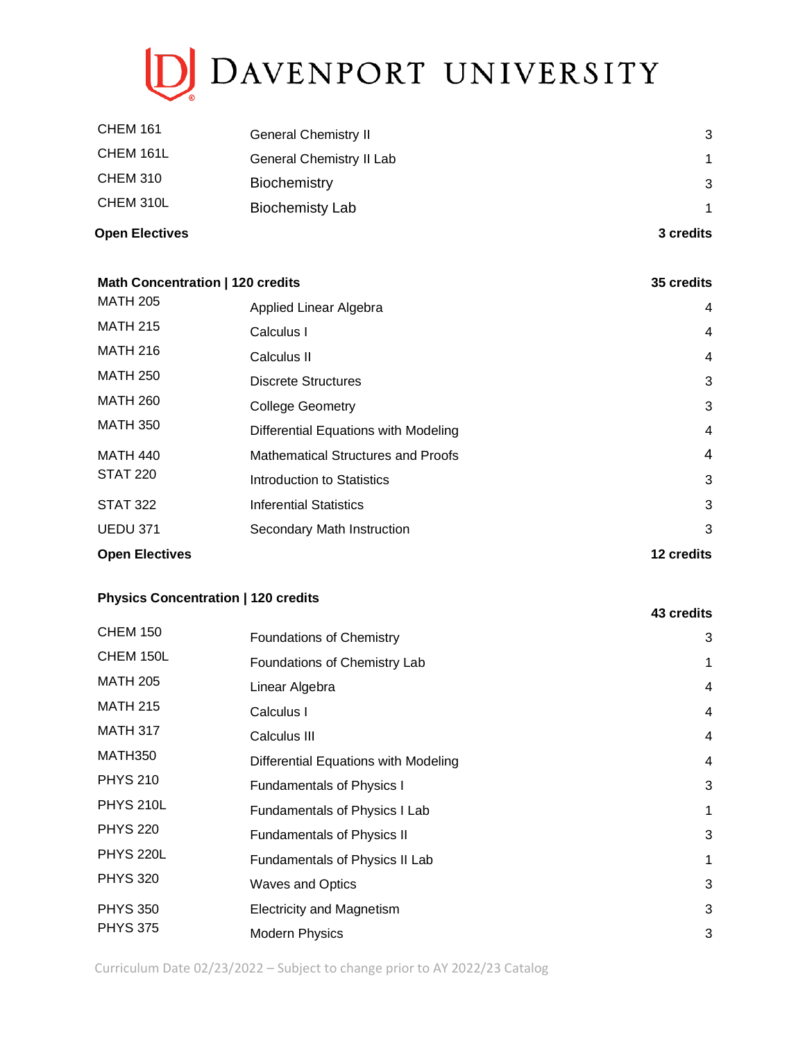| | | |
|---|---|---|
| CHEM 161 | General Chemistry II | 3 |
| CHEM 161L | General Chemistry II Lab | 1 |
| CHEM 310 | Biochemistry | 3 |
| CHEM 310L | Biochemisty Lab | 1 |
| **Open Electives** | | **3 credits** |

| **Math Concentration \| 120 credits** | | **35 credits** |
|---|---|---|
| MATH 205 | Applied Linear Algebra | 4 |
| MATH 215 | Calculus I | 4 |
| MATH 216 | Calculus II | 4 |
| MATH 250 | Discrete Structures | 3 |
| MATH 260 | College Geometry | 3 |
| MATH 350 | Differential Equations with Modeling | 4 |
| MATH 440 | Mathematical Structures and Proofs | 4 |
| STAT 220 | Introduction to Statistics | 3 |
| STAT 322 | Inferential Statistics | 3 |
| UEDU 371 | Secondary Math Instruction | 3 |
| **Open Electives** | | **12 credits** |

| **Physics Concentration \| 120 credits** | | **43 credits** |
|---|---|---|
| CHEM 150 | Foundations of Chemistry | 3 |
| CHEM 150L | Foundations of Chemistry Lab | 1 |
| MATH 205 | Linear Algebra | 4 |
| MATH 215 | Calculus I | 4 |
| MATH 317 | Calculus III | 4 |
| MATH350 | Differential Equations with Modeling | 4 |
| PHYS 210 | Fundamentals of Physics I | 3 |
| PHYS 210L | Fundamentals of Physics I Lab | 1 |
| PHYS 220 | Fundamentals of Physics II | 3 |
| PHYS 220L | Fundamentals of Physics II Lab | 1 |
| PHYS 320 | Waves and Optics | 3 |
| PHYS 350 | Electricity and Magnetism | 3 |
| PHYS 375 | Modern Physics | 3 |

Curriculum Date 02/23/2022 – Subject to change prior to AY 2022/23 Catalog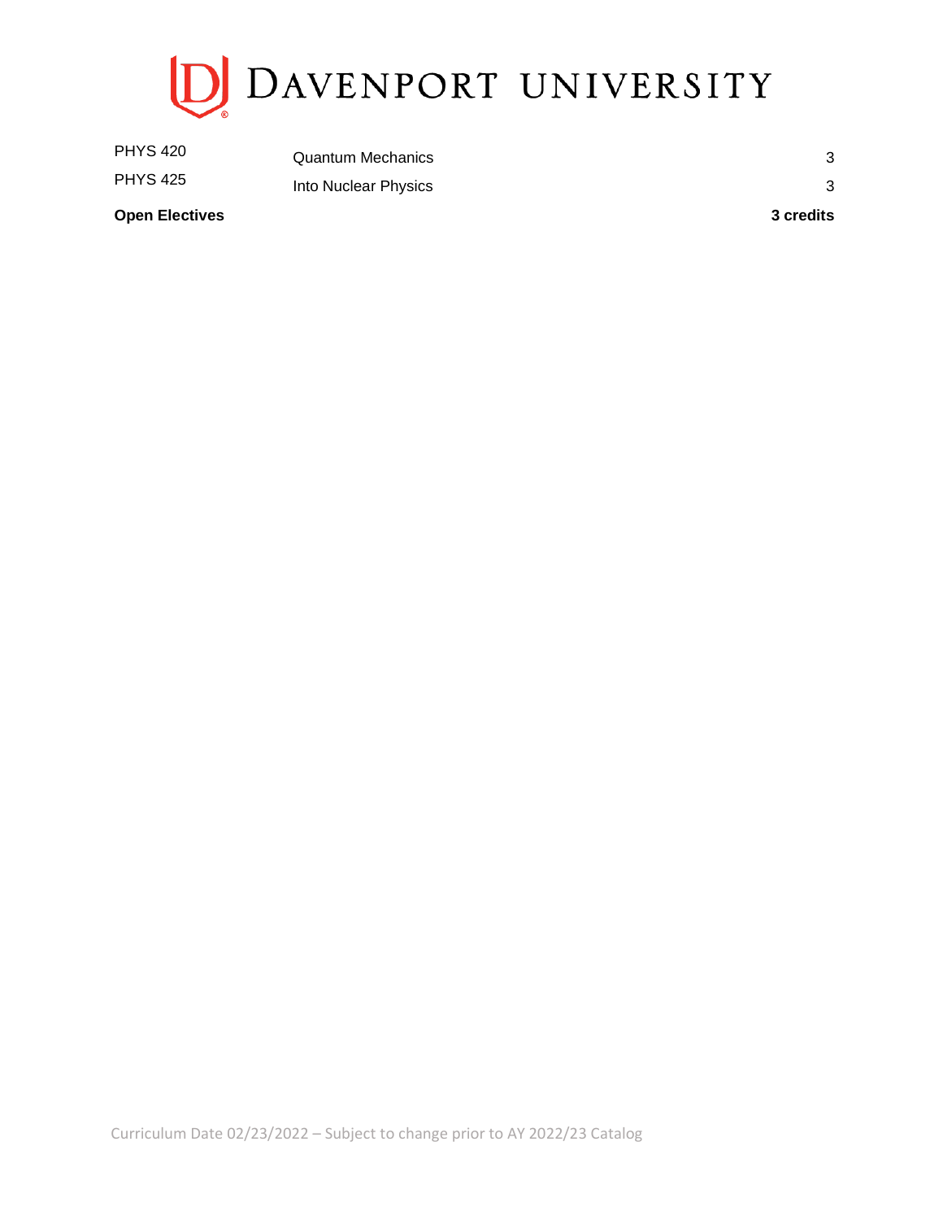| | | |
|---|---|---|
| PHYS 420 | Quantum Mechanics | 3 |
| PHYS 425 | Into Nuclear Physics | 3 |
| **Open Electives** | | **3 credits** |